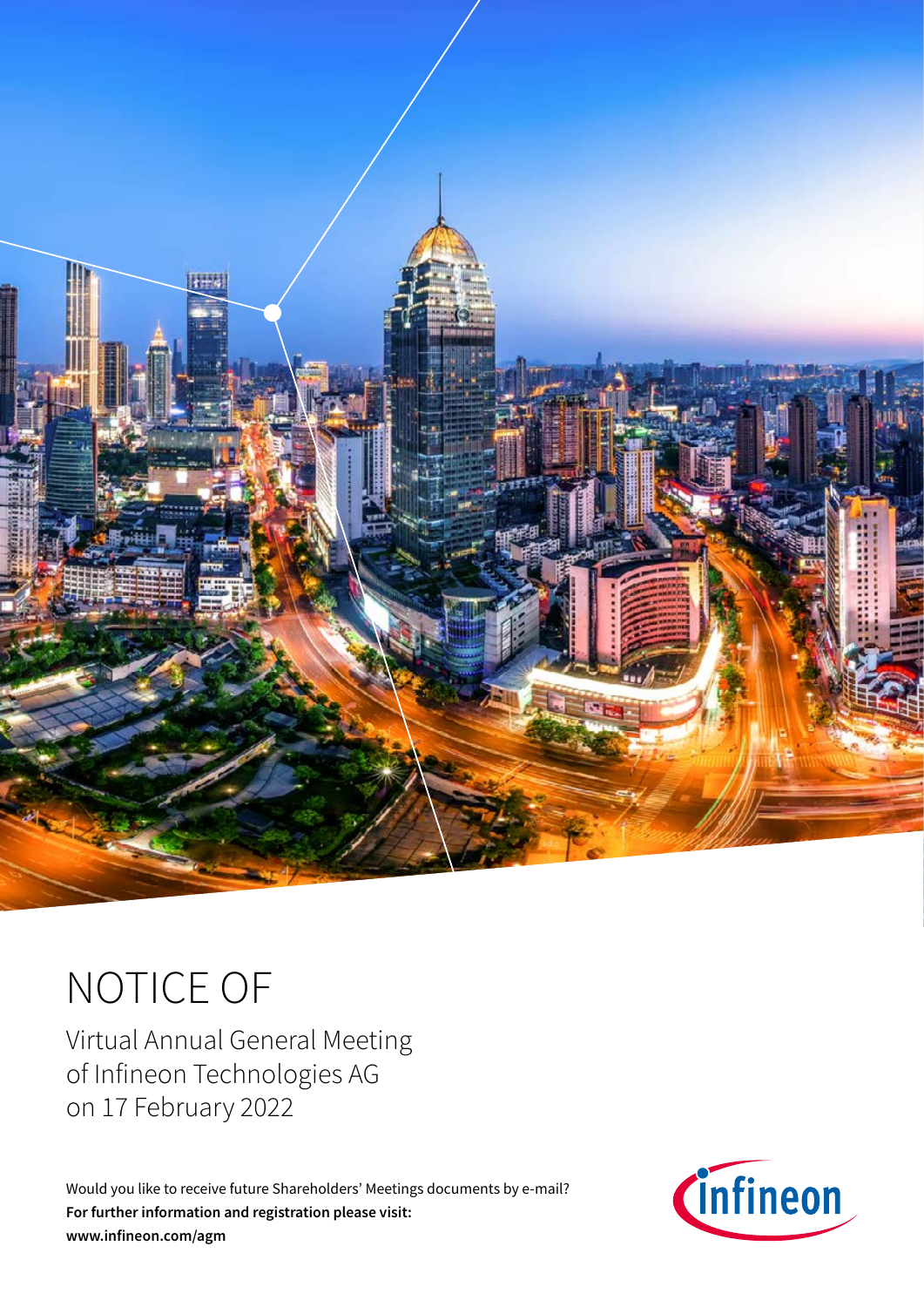# NOTICE OF

Virtual Annual General Meeting of Infineon Technologies AG on 17 February 2022

Would you like to receive future Shareholders' Meetings documents by e-mail?
**For further information and registration please visit:**
**www.infineon.com/agm**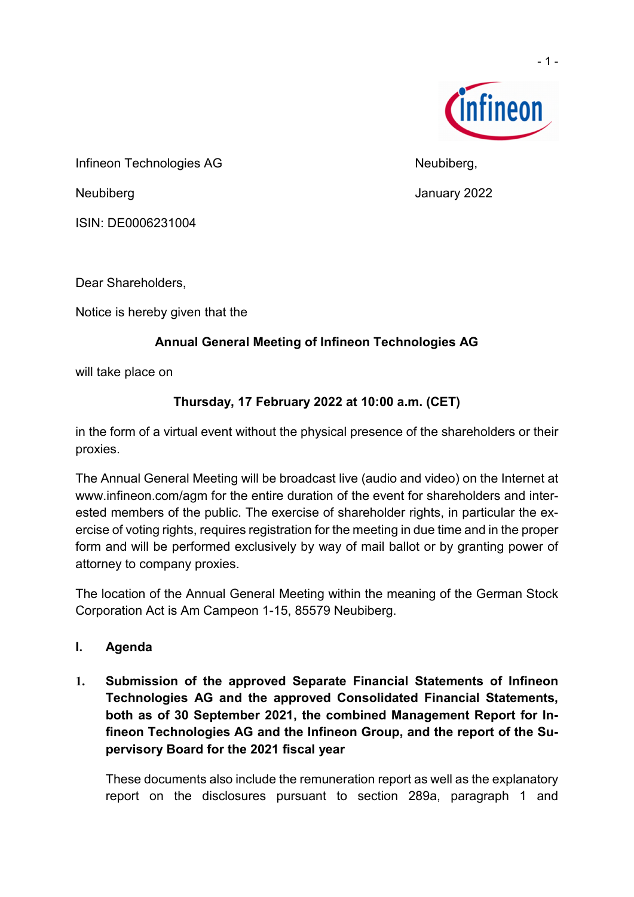Infineon Technologies AG

Neubiberg

ISIN: DE0006231004

Neubiberg,

January 2022

Dear Shareholders,

Notice is hereby given that the

**Annual General Meeting of Infineon Technologies AG**

will take place on

**Thursday, 17 February 2022 at 10:00 a.m. (CET)**

in the form of a virtual event without the physical presence of the shareholders or their proxies.

The Annual General Meeting will be broadcast live (audio and video) on the Internet at www.infineon.com/agm for the entire duration of the event for shareholders and interested members of the public. The exercise of shareholder rights, in particular the exercise of voting rights, requires registration for the meeting in due time and in the proper form and will be performed exclusively by way of mail ballot or by granting power of attorney to company proxies.

The location of the Annual General Meeting within the meaning of the German Stock Corporation Act is Am Campeon 1-15, 85579 Neubiberg.

## I. Agenda

### 1. Submission of the approved Separate Financial Statements of Infineon Technologies AG and the approved Consolidated Financial Statements, both as of 30 September 2021, the combined Management Report for Infineon Technologies AG and the Infineon Group, and the report of the Supervisory Board for the 2021 fiscal year

These documents also include the remuneration report as well as the explanatory report on the disclosures pursuant to section 289a, paragraph 1 and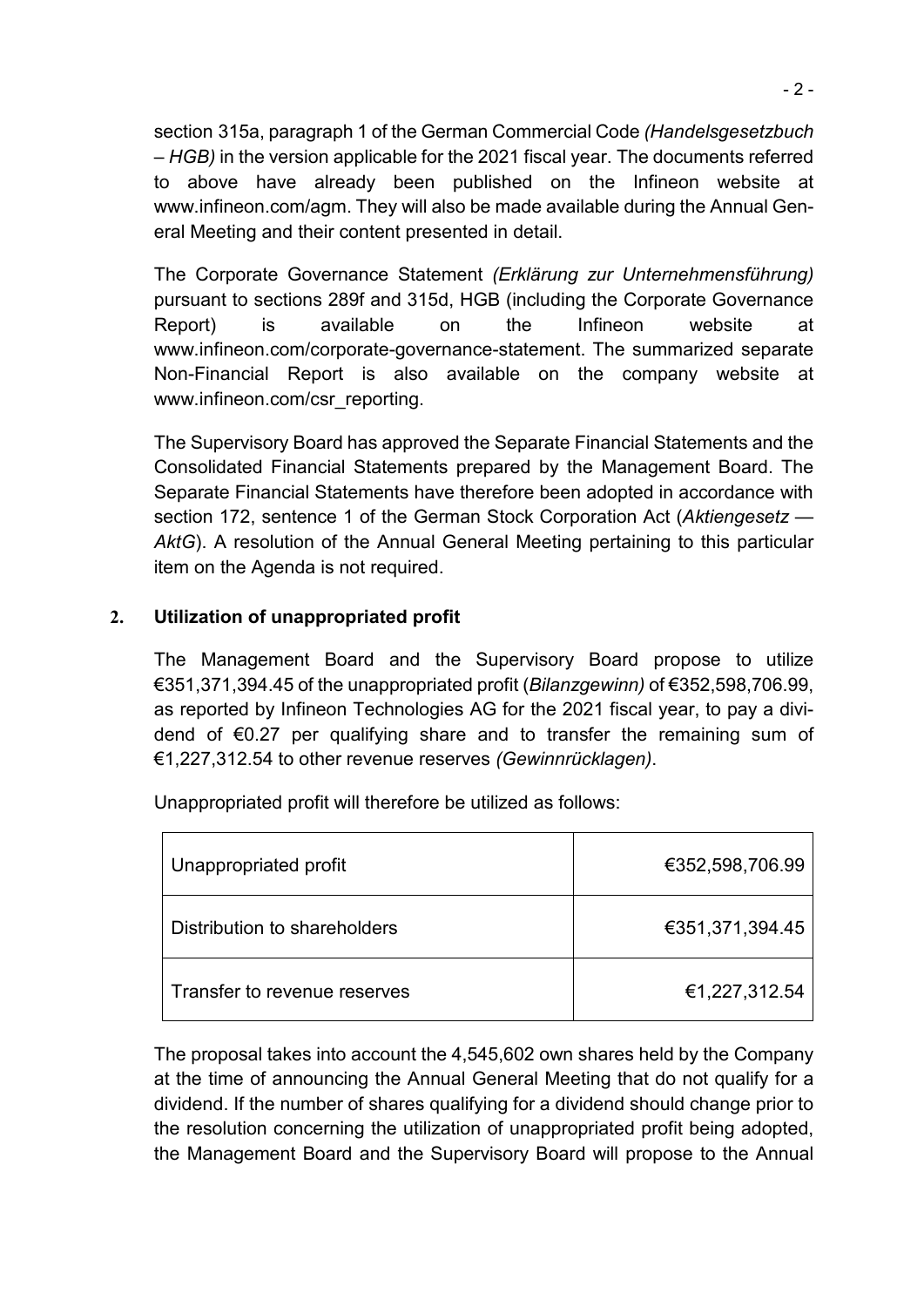section 315a, paragraph 1 of the German Commercial Code *(Handelsgesetzbuch – HGB)* in the version applicable for the 2021 fiscal year. The documents referred to above have already been published on the Infineon website at www.infineon.com/agm. They will also be made available during the Annual General Meeting and their content presented in detail.

The Corporate Governance Statement *(Erklärung zur Unternehmensführung)* pursuant to sections 289f and 315d, HGB (including the Corporate Governance Report) is available on the Infineon website at www.infineon.com/corporate-governance-statement. The summarized separate Non-Financial Report is also available on the company website at www.infineon.com/csr_reporting.

The Supervisory Board has approved the Separate Financial Statements and the Consolidated Financial Statements prepared by the Management Board. The Separate Financial Statements have therefore been adopted in accordance with section 172, sentence 1 of the German Stock Corporation Act (*Aktiengesetz — AktG*). A resolution of the Annual General Meeting pertaining to this particular item on the Agenda is not required.

## 2. Utilization of unappropriated profit

The Management Board and the Supervisory Board propose to utilize €351,371,394.45 of the unappropriated profit (*Bilanzgewinn)* of €352,598,706.99, as reported by Infineon Technologies AG for the 2021 fiscal year, to pay a dividend of €0.27 per qualifying share and to transfer the remaining sum of €1,227,312.54 to other revenue reserves *(Gewinnrücklagen)*.

Unappropriated profit will therefore be utilized as follows:

| | |
|---|---:|
| Unappropriated profit | €352,598,706.99 |
| Distribution to shareholders | €351,371,394.45 |
| Transfer to revenue reserves | €1,227,312.54 |

The proposal takes into account the 4,545,602 own shares held by the Company at the time of announcing the Annual General Meeting that do not qualify for a dividend. If the number of shares qualifying for a dividend should change prior to the resolution concerning the utilization of unappropriated profit being adopted, the Management Board and the Supervisory Board will propose to the Annual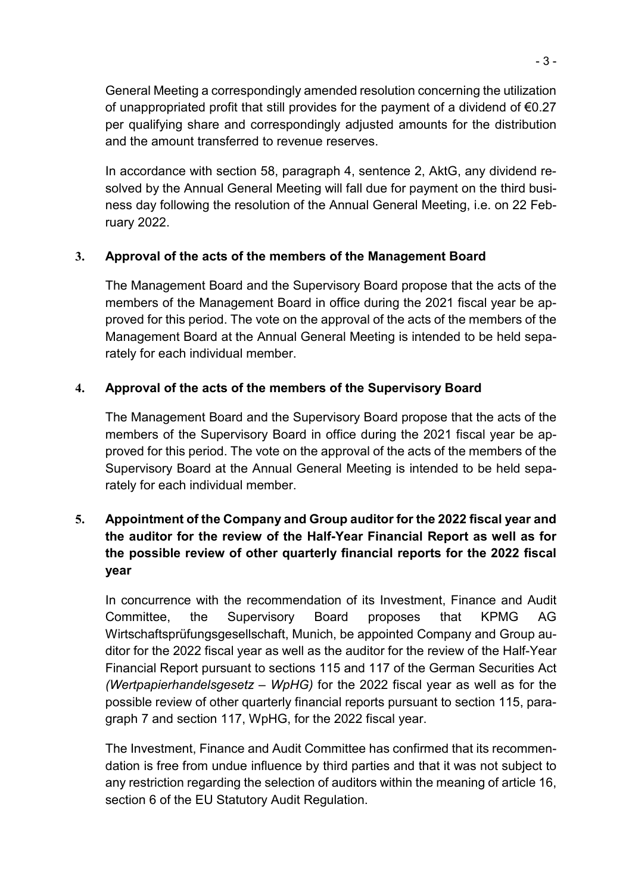General Meeting a correspondingly amended resolution concerning the utilization of unappropriated profit that still provides for the payment of a dividend of €0.27 per qualifying share and correspondingly adjusted amounts for the distribution and the amount transferred to revenue reserves.

In accordance with section 58, paragraph 4, sentence 2, AktG, any dividend resolved by the Annual General Meeting will fall due for payment on the third business day following the resolution of the Annual General Meeting, i.e. on 22 February 2022.

## 3. Approval of the acts of the members of the Management Board

The Management Board and the Supervisory Board propose that the acts of the members of the Management Board in office during the 2021 fiscal year be approved for this period. The vote on the approval of the acts of the members of the Management Board at the Annual General Meeting is intended to be held separately for each individual member.

## 4. Approval of the acts of the members of the Supervisory Board

The Management Board and the Supervisory Board propose that the acts of the members of the Supervisory Board in office during the 2021 fiscal year be approved for this period. The vote on the approval of the acts of the members of the Supervisory Board at the Annual General Meeting is intended to be held separately for each individual member.

## 5. Appointment of the Company and Group auditor for the 2022 fiscal year and the auditor for the review of the Half-Year Financial Report as well as for the possible review of other quarterly financial reports for the 2022 fiscal year

In concurrence with the recommendation of its Investment, Finance and Audit Committee, the Supervisory Board proposes that KPMG AG Wirtschaftsprüfungsgesellschaft, Munich, be appointed Company and Group auditor for the 2022 fiscal year as well as the auditor for the review of the Half-Year Financial Report pursuant to sections 115 and 117 of the German Securities Act *(Wertpapierhandelsgesetz – WpHG)* for the 2022 fiscal year as well as for the possible review of other quarterly financial reports pursuant to section 115, paragraph 7 and section 117, WpHG, for the 2022 fiscal year.

The Investment, Finance and Audit Committee has confirmed that its recommendation is free from undue influence by third parties and that it was not subject to any restriction regarding the selection of auditors within the meaning of article 16, section 6 of the EU Statutory Audit Regulation.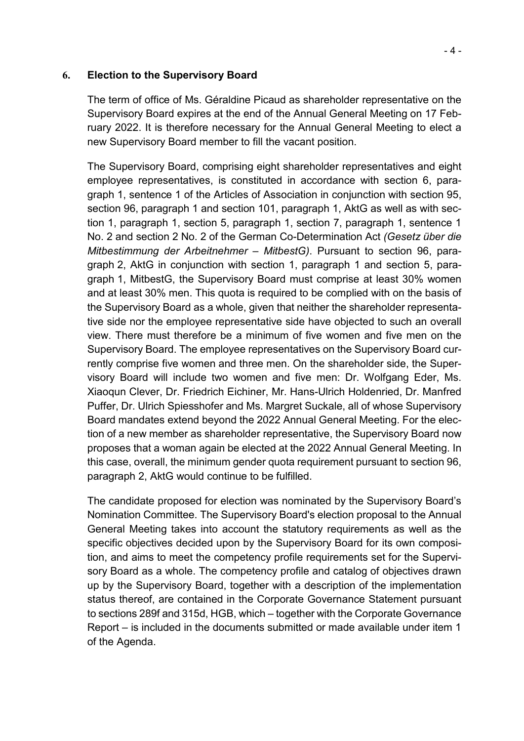## 6. Election to the Supervisory Board

The term of office of Ms. Géraldine Picaud as shareholder representative on the Supervisory Board expires at the end of the Annual General Meeting on 17 February 2022. It is therefore necessary for the Annual General Meeting to elect a new Supervisory Board member to fill the vacant position.

The Supervisory Board, comprising eight shareholder representatives and eight employee representatives, is constituted in accordance with section 6, paragraph 1, sentence 1 of the Articles of Association in conjunction with section 95, section 96, paragraph 1 and section 101, paragraph 1, AktG as well as with section 1, paragraph 1, section 5, paragraph 1, section 7, paragraph 1, sentence 1 No. 2 and section 2 No. 2 of the German Co-Determination Act *(Gesetz über die Mitbestimmung der Arbeitnehmer – MitbestG)*. Pursuant to section 96, paragraph 2, AktG in conjunction with section 1, paragraph 1 and section 5, paragraph 1, MitbestG, the Supervisory Board must comprise at least 30% women and at least 30% men. This quota is required to be complied with on the basis of the Supervisory Board as a whole, given that neither the shareholder representative side nor the employee representative side have objected to such an overall view. There must therefore be a minimum of five women and five men on the Supervisory Board. The employee representatives on the Supervisory Board currently comprise five women and three men. On the shareholder side, the Supervisory Board will include two women and five men: Dr. Wolfgang Eder, Ms. Xiaoqun Clever, Dr. Friedrich Eichiner, Mr. Hans-Ulrich Holdenried, Dr. Manfred Puffer, Dr. Ulrich Spiesshofer and Ms. Margret Suckale, all of whose Supervisory Board mandates extend beyond the 2022 Annual General Meeting. For the election of a new member as shareholder representative, the Supervisory Board now proposes that a woman again be elected at the 2022 Annual General Meeting. In this case, overall, the minimum gender quota requirement pursuant to section 96, paragraph 2, AktG would continue to be fulfilled.

The candidate proposed for election was nominated by the Supervisory Board's Nomination Committee. The Supervisory Board's election proposal to the Annual General Meeting takes into account the statutory requirements as well as the specific objectives decided upon by the Supervisory Board for its own composition, and aims to meet the competency profile requirements set for the Supervisory Board as a whole. The competency profile and catalog of objectives drawn up by the Supervisory Board, together with a description of the implementation status thereof, are contained in the Corporate Governance Statement pursuant to sections 289f and 315d, HGB, which – together with the Corporate Governance Report – is included in the documents submitted or made available under item 1 of the Agenda.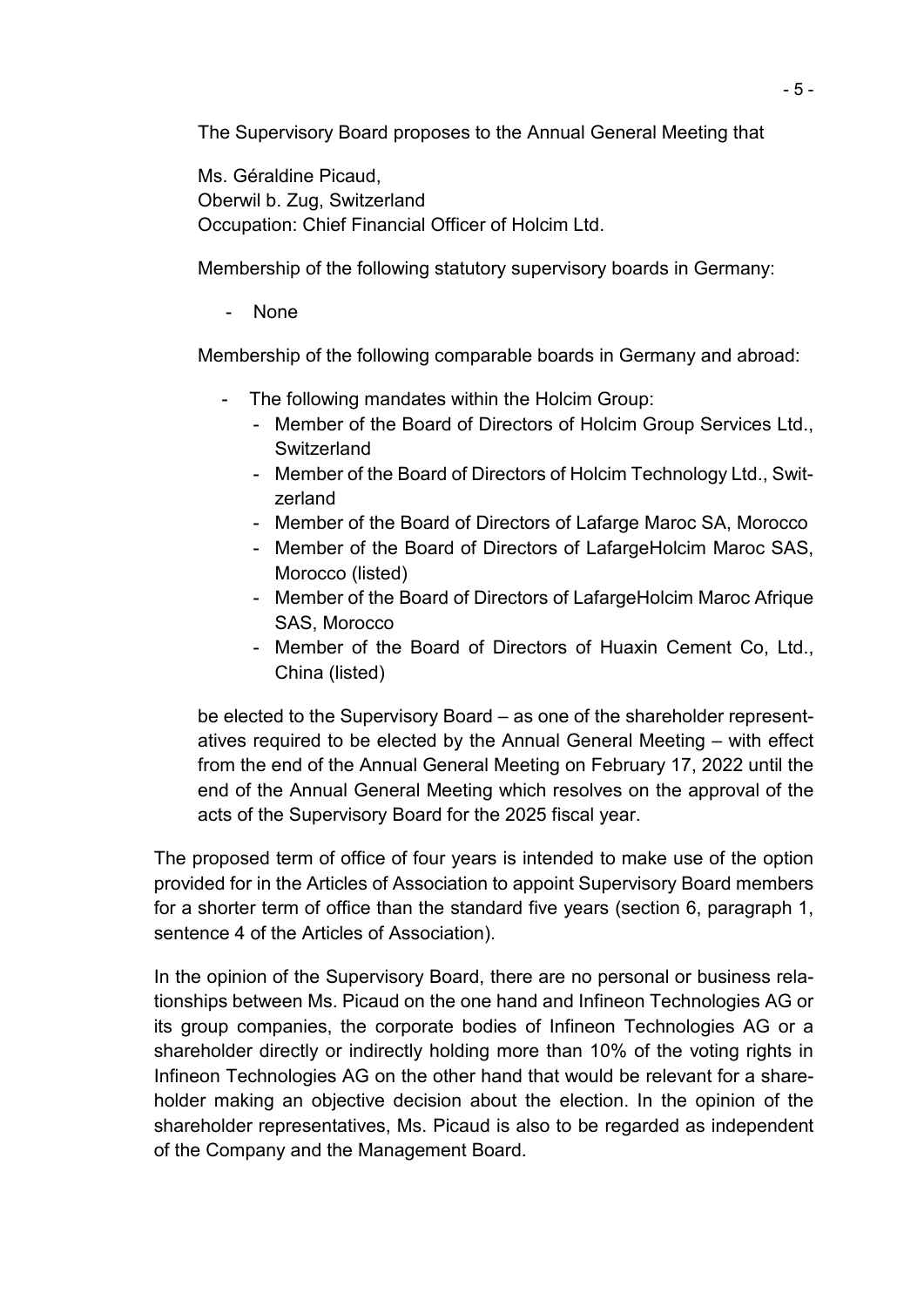The Supervisory Board proposes to the Annual General Meeting that

Ms. Géraldine Picaud,
Oberwil b. Zug, Switzerland
Occupation: Chief Financial Officer of Holcim Ltd.

Membership of the following statutory supervisory boards in Germany:

- None

Membership of the following comparable boards in Germany and abroad:

- The following mandates within the Holcim Group:
  - Member of the Board of Directors of Holcim Group Services Ltd., Switzerland
  - Member of the Board of Directors of Holcim Technology Ltd., Switzerland
  - Member of the Board of Directors of Lafarge Maroc SA, Morocco
  - Member of the Board of Directors of LafargeHolcim Maroc SAS, Morocco (listed)
  - Member of the Board of Directors of LafargeHolcim Maroc Afrique SAS, Morocco
  - Member of the Board of Directors of Huaxin Cement Co, Ltd., China (listed)

be elected to the Supervisory Board – as one of the shareholder representatives required to be elected by the Annual General Meeting – with effect from the end of the Annual General Meeting on February 17, 2022 until the end of the Annual General Meeting which resolves on the approval of the acts of the Supervisory Board for the 2025 fiscal year.

The proposed term of office of four years is intended to make use of the option provided for in the Articles of Association to appoint Supervisory Board members for a shorter term of office than the standard five years (section 6, paragraph 1, sentence 4 of the Articles of Association).

In the opinion of the Supervisory Board, there are no personal or business relationships between Ms. Picaud on the one hand and Infineon Technologies AG or its group companies, the corporate bodies of Infineon Technologies AG or a shareholder directly or indirectly holding more than 10% of the voting rights in Infineon Technologies AG on the other hand that would be relevant for a shareholder making an objective decision about the election. In the opinion of the shareholder representatives, Ms. Picaud is also to be regarded as independent of the Company and the Management Board.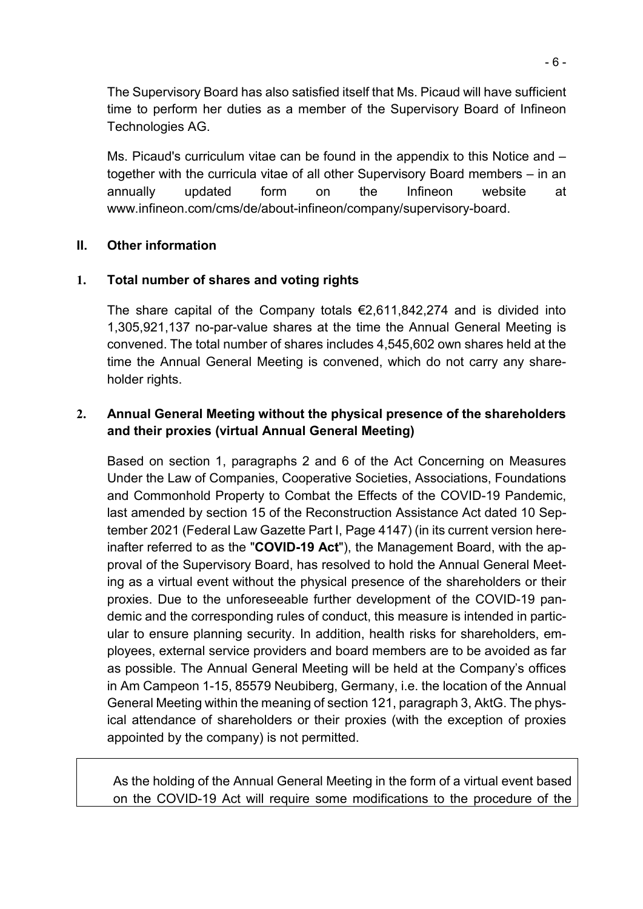The Supervisory Board has also satisfied itself that Ms. Picaud will have sufficient time to perform her duties as a member of the Supervisory Board of Infineon Technologies AG.

Ms. Picaud's curriculum vitae can be found in the appendix to this Notice and – together with the curricula vitae of all other Supervisory Board members – in an annually updated form on the Infineon website at www.infineon.com/cms/de/about-infineon/company/supervisory-board.

## II. Other information

### 1. Total number of shares and voting rights

The share capital of the Company totals €2,611,842,274 and is divided into 1,305,921,137 no-par-value shares at the time the Annual General Meeting is convened. The total number of shares includes 4,545,602 own shares held at the time the Annual General Meeting is convened, which do not carry any shareholder rights.

### 2. Annual General Meeting without the physical presence of the shareholders and their proxies (virtual Annual General Meeting)

Based on section 1, paragraphs 2 and 6 of the Act Concerning on Measures Under the Law of Companies, Cooperative Societies, Associations, Foundations and Commonhold Property to Combat the Effects of the COVID-19 Pandemic, last amended by section 15 of the Reconstruction Assistance Act dated 10 September 2021 (Federal Law Gazette Part I, Page 4147) (in its current version hereinafter referred to as the "**COVID-19 Act**"), the Management Board, with the approval of the Supervisory Board, has resolved to hold the Annual General Meeting as a virtual event without the physical presence of the shareholders or their proxies. Due to the unforeseeable further development of the COVID-19 pandemic and the corresponding rules of conduct, this measure is intended in particular to ensure planning security. In addition, health risks for shareholders, employees, external service providers and board members are to be avoided as far as possible. The Annual General Meeting will be held at the Company's offices in Am Campeon 1-15, 85579 Neubiberg, Germany, i.e. the location of the Annual General Meeting within the meaning of section 121, paragraph 3, AktG. The physical attendance of shareholders or their proxies (with the exception of proxies appointed by the company) is not permitted.

As the holding of the Annual General Meeting in the form of a virtual event based on the COVID-19 Act will require some modifications to the procedure of the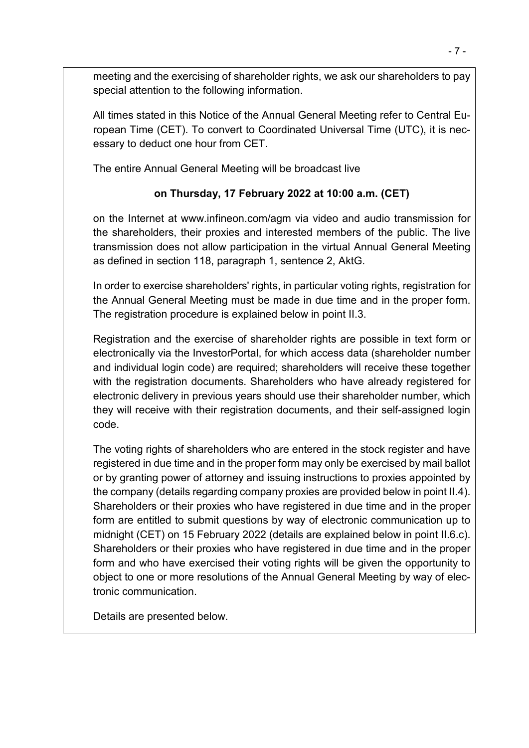meeting and the exercising of shareholder rights, we ask our shareholders to pay special attention to the following information.

All times stated in this Notice of the Annual General Meeting refer to Central European Time (CET). To convert to Coordinated Universal Time (UTC), it is necessary to deduct one hour from CET.

The entire Annual General Meeting will be broadcast live

**on Thursday, 17 February 2022 at 10:00 a.m. (CET)**

on the Internet at www.infineon.com/agm via video and audio transmission for the shareholders, their proxies and interested members of the public. The live transmission does not allow participation in the virtual Annual General Meeting as defined in section 118, paragraph 1, sentence 2, AktG.

In order to exercise shareholders' rights, in particular voting rights, registration for the Annual General Meeting must be made in due time and in the proper form. The registration procedure is explained below in point II.3.

Registration and the exercise of shareholder rights are possible in text form or electronically via the InvestorPortal, for which access data (shareholder number and individual login code) are required; shareholders will receive these together with the registration documents. Shareholders who have already registered for electronic delivery in previous years should use their shareholder number, which they will receive with their registration documents, and their self-assigned login code.

The voting rights of shareholders who are entered in the stock register and have registered in due time and in the proper form may only be exercised by mail ballot or by granting power of attorney and issuing instructions to proxies appointed by the company (details regarding company proxies are provided below in point II.4). Shareholders or their proxies who have registered in due time and in the proper form are entitled to submit questions by way of electronic communication up to midnight (CET) on 15 February 2022 (details are explained below in point II.6.c). Shareholders or their proxies who have registered in due time and in the proper form and who have exercised their voting rights will be given the opportunity to object to one or more resolutions of the Annual General Meeting by way of electronic communication.

Details are presented below.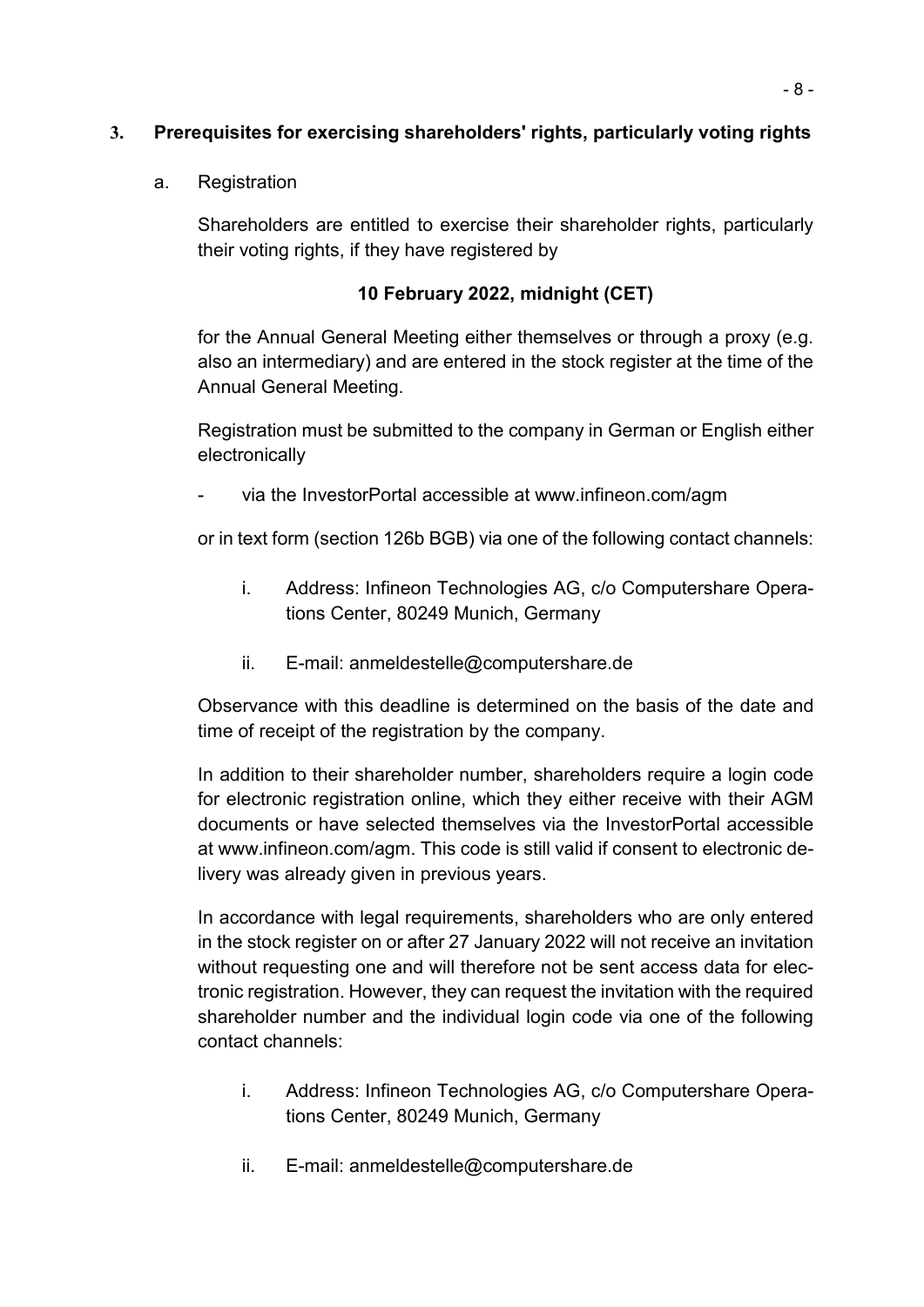## 3. Prerequisites for exercising shareholders' rights, particularly voting rights

a. Registration

Shareholders are entitled to exercise their shareholder rights, particularly their voting rights, if they have registered by

**10 February 2022, midnight (CET)**

for the Annual General Meeting either themselves or through a proxy (e.g. also an intermediary) and are entered in the stock register at the time of the Annual General Meeting.

Registration must be submitted to the company in German or English either electronically

- via the InvestorPortal accessible at www.infineon.com/agm

or in text form (section 126b BGB) via one of the following contact channels:

i. Address: Infineon Technologies AG, c/o Computershare Operations Center, 80249 Munich, Germany

ii. E-mail: anmeldestelle@computershare.de

Observance with this deadline is determined on the basis of the date and time of receipt of the registration by the company.

In addition to their shareholder number, shareholders require a login code for electronic registration online, which they either receive with their AGM documents or have selected themselves via the InvestorPortal accessible at www.infineon.com/agm. This code is still valid if consent to electronic delivery was already given in previous years.

In accordance with legal requirements, shareholders who are only entered in the stock register on or after 27 January 2022 will not receive an invitation without requesting one and will therefore not be sent access data for electronic registration. However, they can request the invitation with the required shareholder number and the individual login code via one of the following contact channels:

i. Address: Infineon Technologies AG, c/o Computershare Operations Center, 80249 Munich, Germany

ii. E-mail: anmeldestelle@computershare.de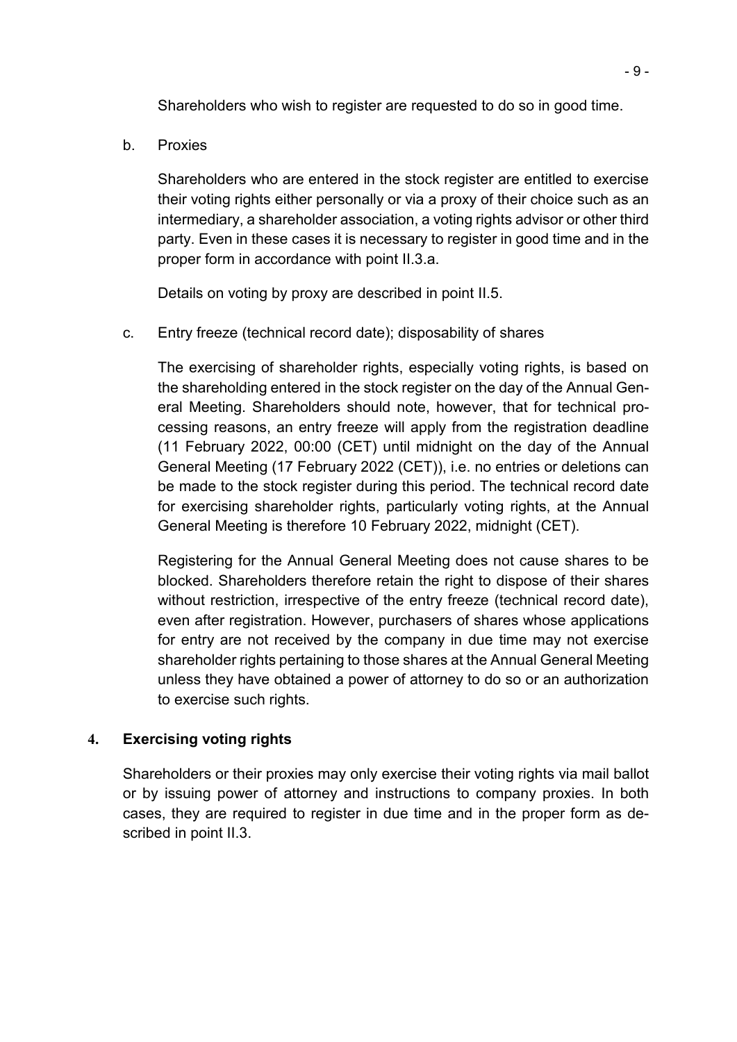Shareholders who wish to register are requested to do so in good time.

b. Proxies

Shareholders who are entered in the stock register are entitled to exercise their voting rights either personally or via a proxy of their choice such as an intermediary, a shareholder association, a voting rights advisor or other third party. Even in these cases it is necessary to register in good time and in the proper form in accordance with point II.3.a.

Details on voting by proxy are described in point II.5.

c. Entry freeze (technical record date); disposability of shares

The exercising of shareholder rights, especially voting rights, is based on the shareholding entered in the stock register on the day of the Annual General Meeting. Shareholders should note, however, that for technical processing reasons, an entry freeze will apply from the registration deadline (11 February 2022, 00:00 (CET) until midnight on the day of the Annual General Meeting (17 February 2022 (CET)), i.e. no entries or deletions can be made to the stock register during this period. The technical record date for exercising shareholder rights, particularly voting rights, at the Annual General Meeting is therefore 10 February 2022, midnight (CET).

Registering for the Annual General Meeting does not cause shares to be blocked. Shareholders therefore retain the right to dispose of their shares without restriction, irrespective of the entry freeze (technical record date), even after registration. However, purchasers of shares whose applications for entry are not received by the company in due time may not exercise shareholder rights pertaining to those shares at the Annual General Meeting unless they have obtained a power of attorney to do so or an authorization to exercise such rights.

## 4. Exercising voting rights

Shareholders or their proxies may only exercise their voting rights via mail ballot or by issuing power of attorney and instructions to company proxies. In both cases, they are required to register in due time and in the proper form as described in point II.3.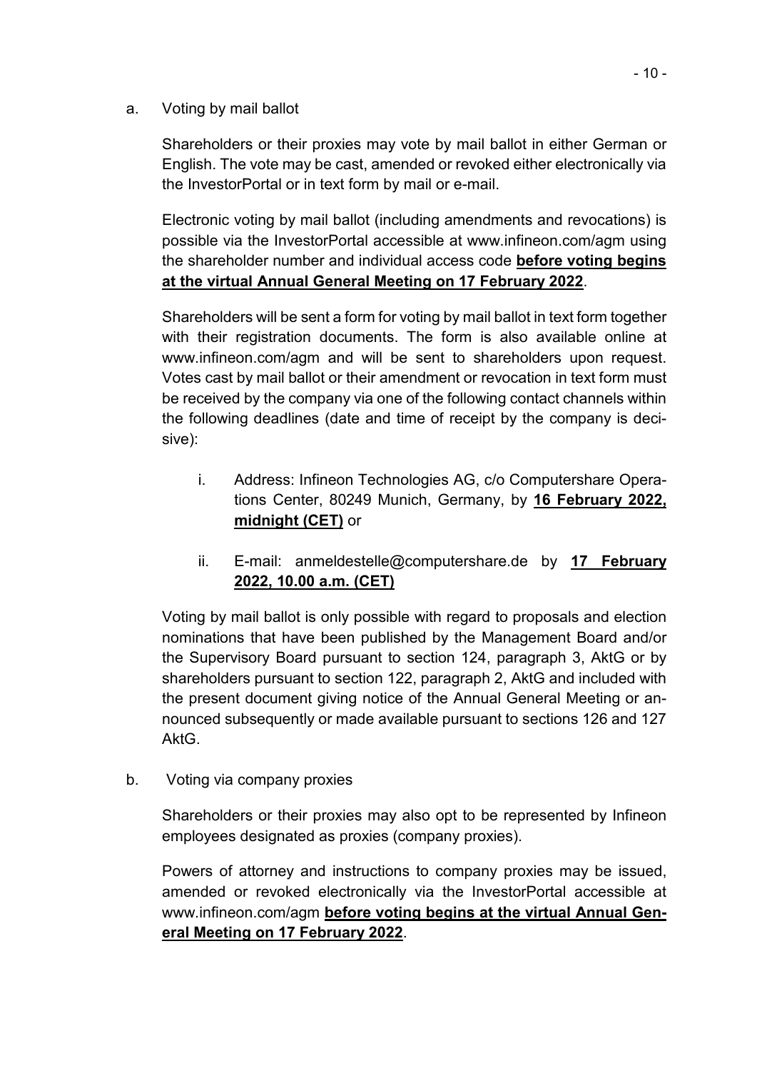a. Voting by mail ballot

Shareholders or their proxies may vote by mail ballot in either German or English. The vote may be cast, amended or revoked either electronically via the InvestorPortal or in text form by mail or e-mail.

Electronic voting by mail ballot (including amendments and revocations) is possible via the InvestorPortal accessible at www.infineon.com/agm using the shareholder number and individual access code **before voting begins at the virtual Annual General Meeting on 17 February 2022**.

Shareholders will be sent a form for voting by mail ballot in text form together with their registration documents. The form is also available online at www.infineon.com/agm and will be sent to shareholders upon request. Votes cast by mail ballot or their amendment or revocation in text form must be received by the company via one of the following contact channels within the following deadlines (date and time of receipt by the company is decisive):

i. Address: Infineon Technologies AG, c/o Computershare Operations Center, 80249 Munich, Germany, by **16 February 2022, midnight (CET)** or

ii. E-mail: anmeldestelle@computershare.de by **17 February 2022, 10.00 a.m. (CET)**

Voting by mail ballot is only possible with regard to proposals and election nominations that have been published by the Management Board and/or the Supervisory Board pursuant to section 124, paragraph 3, AktG or by shareholders pursuant to section 122, paragraph 2, AktG and included with the present document giving notice of the Annual General Meeting or announced subsequently or made available pursuant to sections 126 and 127 AktG.

b. Voting via company proxies

Shareholders or their proxies may also opt to be represented by Infineon employees designated as proxies (company proxies).

Powers of attorney and instructions to company proxies may be issued, amended or revoked electronically via the InvestorPortal accessible at www.infineon.com/agm **before voting begins at the virtual Annual General Meeting on 17 February 2022**.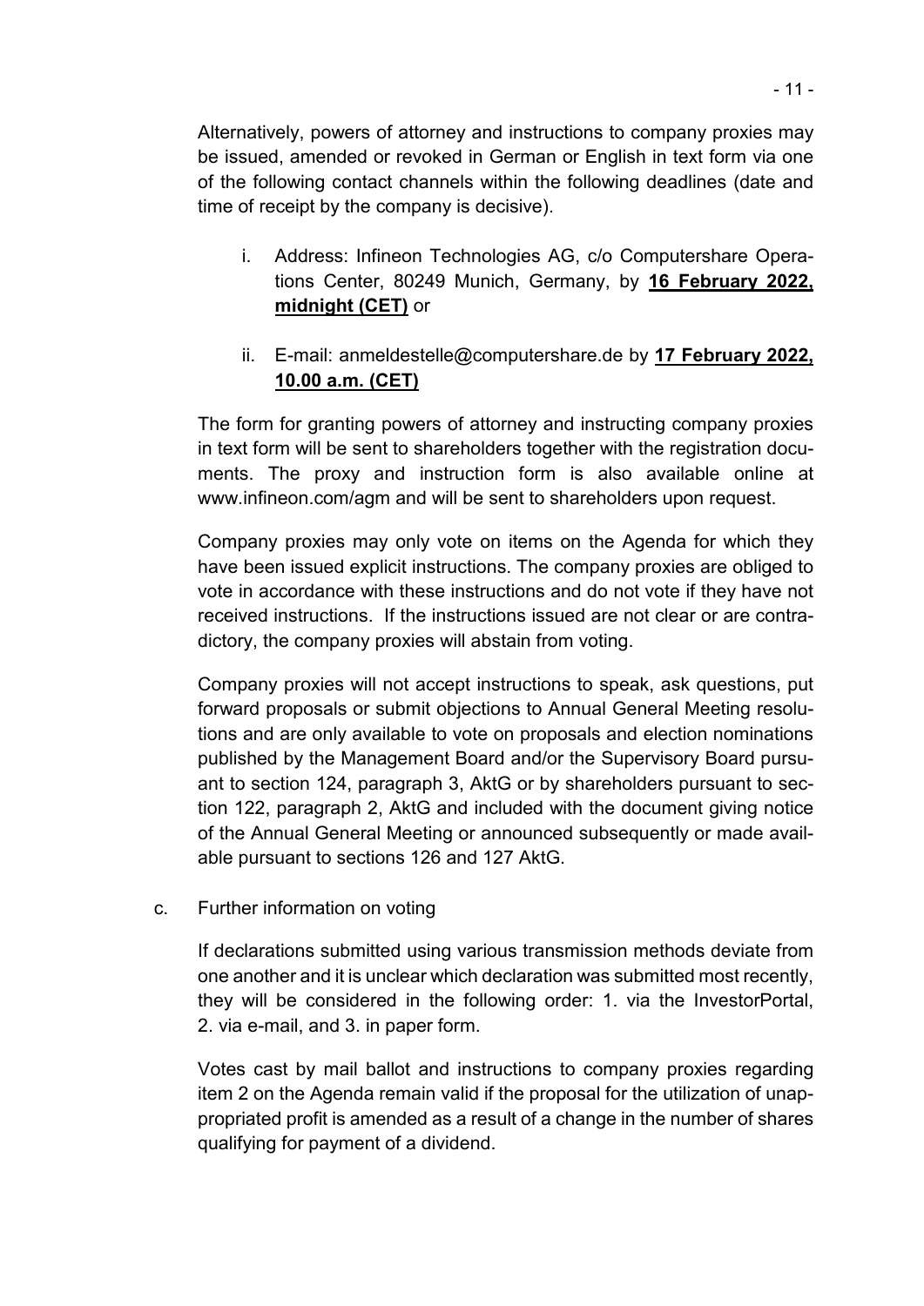Alternatively, powers of attorney and instructions to company proxies may be issued, amended or revoked in German or English in text form via one of the following contact channels within the following deadlines (date and time of receipt by the company is decisive).

i. Address: Infineon Technologies AG, c/o Computershare Operations Center, 80249 Munich, Germany, by **16 February 2022, midnight (CET)** or

ii. E-mail: anmeldestelle@computershare.de by **17 February 2022, 10.00 a.m. (CET)**

The form for granting powers of attorney and instructing company proxies in text form will be sent to shareholders together with the registration documents. The proxy and instruction form is also available online at www.infineon.com/agm and will be sent to shareholders upon request.

Company proxies may only vote on items on the Agenda for which they have been issued explicit instructions. The company proxies are obliged to vote in accordance with these instructions and do not vote if they have not received instructions. If the instructions issued are not clear or are contradictory, the company proxies will abstain from voting.

Company proxies will not accept instructions to speak, ask questions, put forward proposals or submit objections to Annual General Meeting resolutions and are only available to vote on proposals and election nominations published by the Management Board and/or the Supervisory Board pursuant to section 124, paragraph 3, AktG or by shareholders pursuant to section 122, paragraph 2, AktG and included with the document giving notice of the Annual General Meeting or announced subsequently or made available pursuant to sections 126 and 127 AktG.

c. Further information on voting

If declarations submitted using various transmission methods deviate from one another and it is unclear which declaration was submitted most recently, they will be considered in the following order: 1. via the InvestorPortal, 2. via e-mail, and 3. in paper form.

Votes cast by mail ballot and instructions to company proxies regarding item 2 on the Agenda remain valid if the proposal for the utilization of unappropriated profit is amended as a result of a change in the number of shares qualifying for payment of a dividend.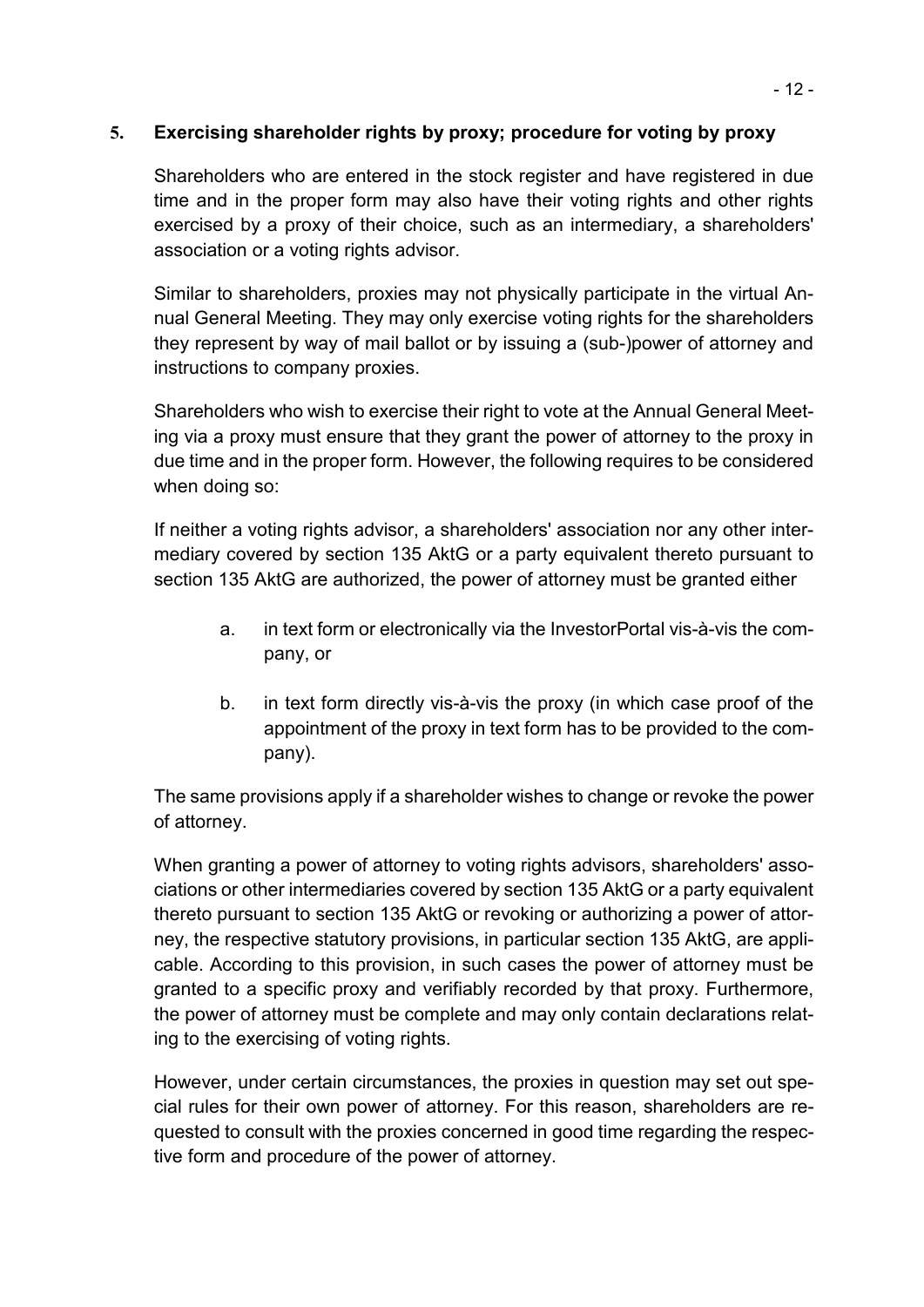## 5. Exercising shareholder rights by proxy; procedure for voting by proxy

Shareholders who are entered in the stock register and have registered in due time and in the proper form may also have their voting rights and other rights exercised by a proxy of their choice, such as an intermediary, a shareholders' association or a voting rights advisor.

Similar to shareholders, proxies may not physically participate in the virtual Annual General Meeting. They may only exercise voting rights for the shareholders they represent by way of mail ballot or by issuing a (sub-)power of attorney and instructions to company proxies.

Shareholders who wish to exercise their right to vote at the Annual General Meeting via a proxy must ensure that they grant the power of attorney to the proxy in due time and in the proper form. However, the following requires to be considered when doing so:

If neither a voting rights advisor, a shareholders' association nor any other intermediary covered by section 135 AktG or a party equivalent thereto pursuant to section 135 AktG are authorized, the power of attorney must be granted either

a. in text form or electronically via the InvestorPortal vis-à-vis the company, or

b. in text form directly vis-à-vis the proxy (in which case proof of the appointment of the proxy in text form has to be provided to the company).

The same provisions apply if a shareholder wishes to change or revoke the power of attorney.

When granting a power of attorney to voting rights advisors, shareholders' associations or other intermediaries covered by section 135 AktG or a party equivalent thereto pursuant to section 135 AktG or revoking or authorizing a power of attorney, the respective statutory provisions, in particular section 135 AktG, are applicable. According to this provision, in such cases the power of attorney must be granted to a specific proxy and verifiably recorded by that proxy. Furthermore, the power of attorney must be complete and may only contain declarations relating to the exercising of voting rights.

However, under certain circumstances, the proxies in question may set out special rules for their own power of attorney. For this reason, shareholders are requested to consult with the proxies concerned in good time regarding the respective form and procedure of the power of attorney.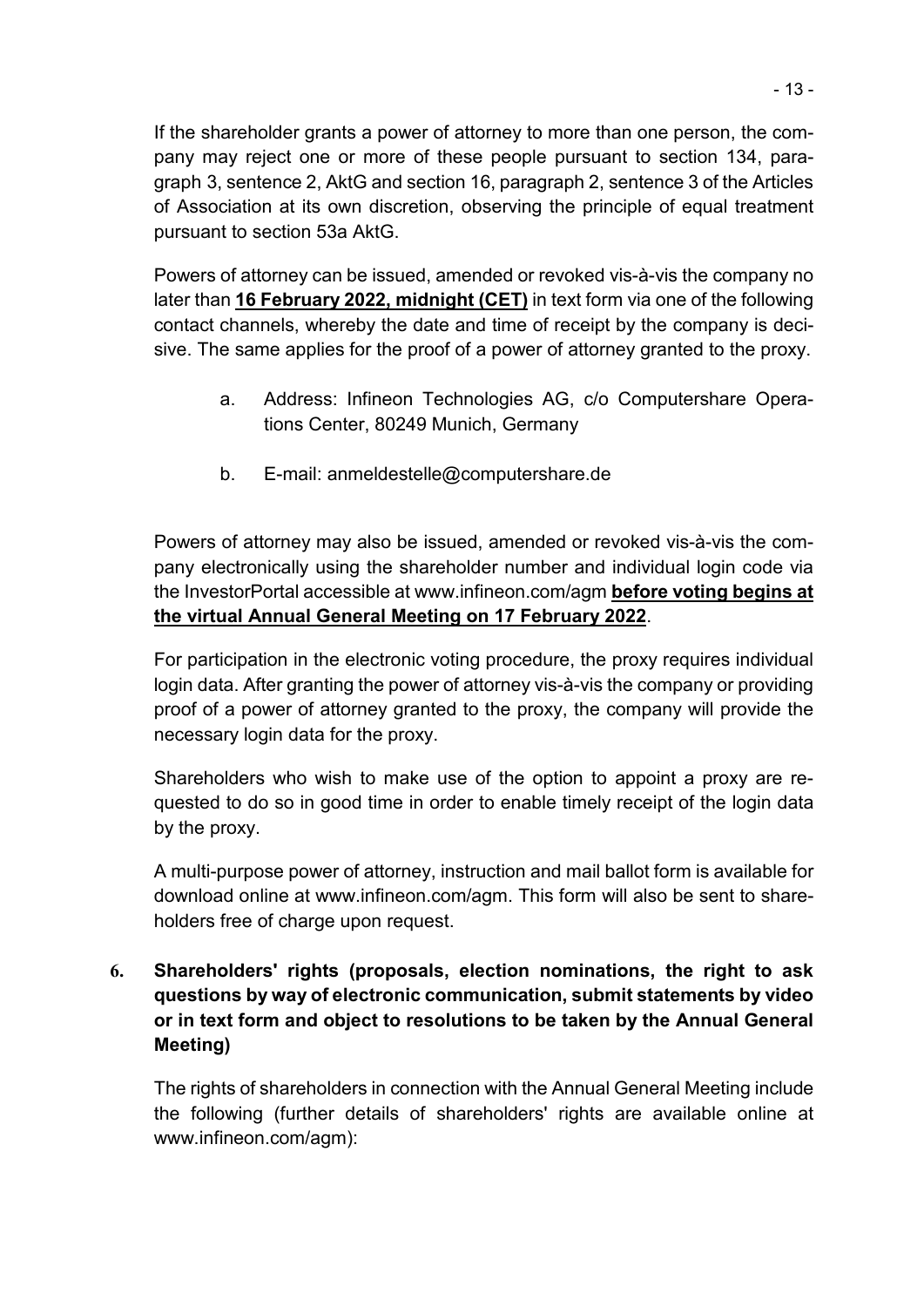If the shareholder grants a power of attorney to more than one person, the company may reject one or more of these people pursuant to section 134, paragraph 3, sentence 2, AktG and section 16, paragraph 2, sentence 3 of the Articles of Association at its own discretion, observing the principle of equal treatment pursuant to section 53a AktG.

Powers of attorney can be issued, amended or revoked vis-à-vis the company no later than **16 February 2022, midnight (CET)** in text form via one of the following contact channels, whereby the date and time of receipt by the company is decisive. The same applies for the proof of a power of attorney granted to the proxy.

a. Address: Infineon Technologies AG, c/o Computershare Operations Center, 80249 Munich, Germany

b. E-mail: anmeldestelle@computershare.de

Powers of attorney may also be issued, amended or revoked vis-à-vis the company electronically using the shareholder number and individual login code via the InvestorPortal accessible at www.infineon.com/agm **before voting begins at the virtual Annual General Meeting on 17 February 2022**.

For participation in the electronic voting procedure, the proxy requires individual login data. After granting the power of attorney vis-à-vis the company or providing proof of a power of attorney granted to the proxy, the company will provide the necessary login data for the proxy.

Shareholders who wish to make use of the option to appoint a proxy are requested to do so in good time in order to enable timely receipt of the login data by the proxy.

A multi-purpose power of attorney, instruction and mail ballot form is available for download online at www.infineon.com/agm. This form will also be sent to shareholders free of charge upon request.

## 6. Shareholders' rights (proposals, election nominations, the right to ask questions by way of electronic communication, submit statements by video or in text form and object to resolutions to be taken by the Annual General Meeting)

The rights of shareholders in connection with the Annual General Meeting include the following (further details of shareholders' rights are available online at www.infineon.com/agm):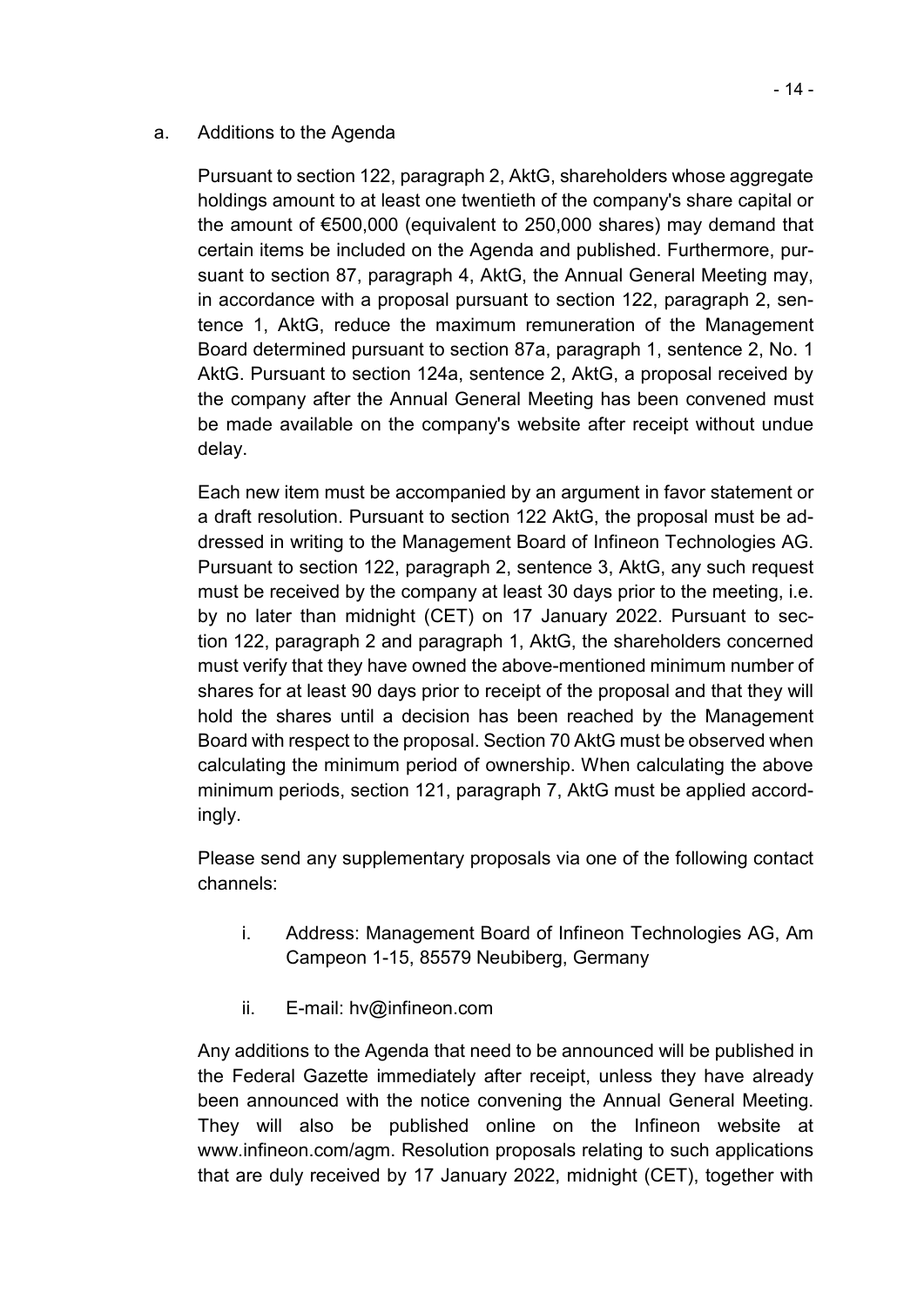a. Additions to the Agenda

Pursuant to section 122, paragraph 2, AktG, shareholders whose aggregate holdings amount to at least one twentieth of the company's share capital or the amount of €500,000 (equivalent to 250,000 shares) may demand that certain items be included on the Agenda and published. Furthermore, pursuant to section 87, paragraph 4, AktG, the Annual General Meeting may, in accordance with a proposal pursuant to section 122, paragraph 2, sentence 1, AktG, reduce the maximum remuneration of the Management Board determined pursuant to section 87a, paragraph 1, sentence 2, No. 1 AktG. Pursuant to section 124a, sentence 2, AktG, a proposal received by the company after the Annual General Meeting has been convened must be made available on the company's website after receipt without undue delay.

Each new item must be accompanied by an argument in favor statement or a draft resolution. Pursuant to section 122 AktG, the proposal must be addressed in writing to the Management Board of Infineon Technologies AG. Pursuant to section 122, paragraph 2, sentence 3, AktG, any such request must be received by the company at least 30 days prior to the meeting, i.e. by no later than midnight (CET) on 17 January 2022. Pursuant to section 122, paragraph 2 and paragraph 1, AktG, the shareholders concerned must verify that they have owned the above-mentioned minimum number of shares for at least 90 days prior to receipt of the proposal and that they will hold the shares until a decision has been reached by the Management Board with respect to the proposal. Section 70 AktG must be observed when calculating the minimum period of ownership. When calculating the above minimum periods, section 121, paragraph 7, AktG must be applied accordingly.

Please send any supplementary proposals via one of the following contact channels:

i. Address: Management Board of Infineon Technologies AG, Am Campeon 1-15, 85579 Neubiberg, Germany

ii. E-mail: hv@infineon.com

Any additions to the Agenda that need to be announced will be published in the Federal Gazette immediately after receipt, unless they have already been announced with the notice convening the Annual General Meeting. They will also be published online on the Infineon website at www.infineon.com/agm. Resolution proposals relating to such applications that are duly received by 17 January 2022, midnight (CET), together with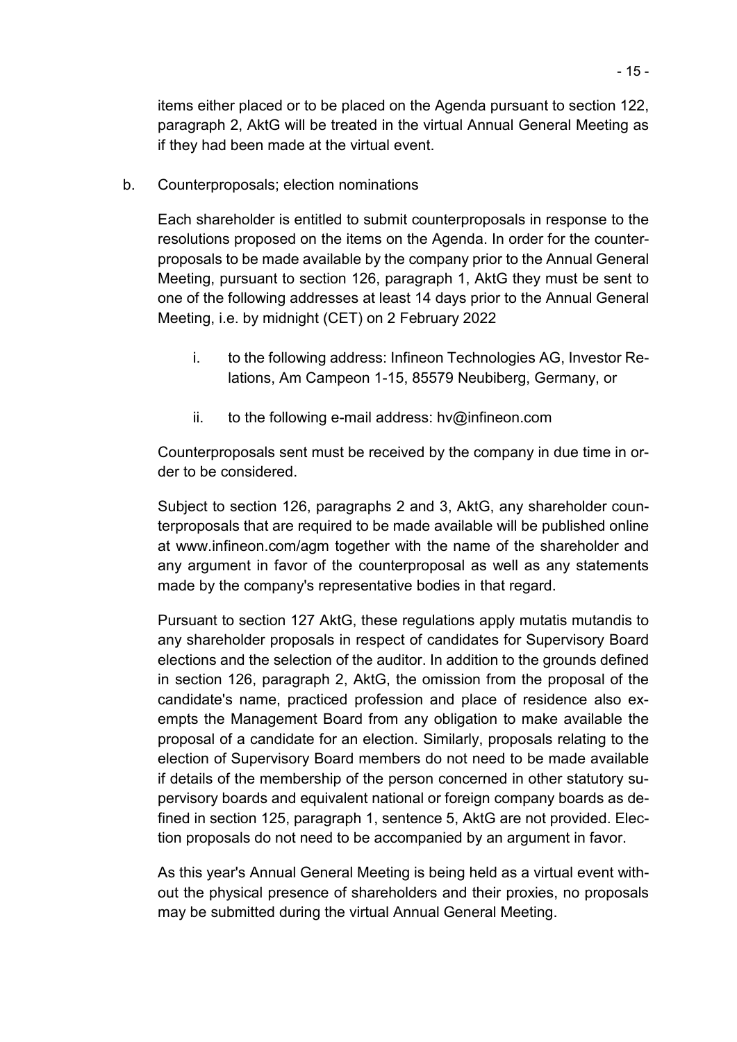items either placed or to be placed on the Agenda pursuant to section 122, paragraph 2, AktG will be treated in the virtual Annual General Meeting as if they had been made at the virtual event.

b. Counterproposals; election nominations

Each shareholder is entitled to submit counterproposals in response to the resolutions proposed on the items on the Agenda. In order for the counterproposals to be made available by the company prior to the Annual General Meeting, pursuant to section 126, paragraph 1, AktG they must be sent to one of the following addresses at least 14 days prior to the Annual General Meeting, i.e. by midnight (CET) on 2 February 2022

i. to the following address: Infineon Technologies AG, Investor Relations, Am Campeon 1-15, 85579 Neubiberg, Germany, or

ii. to the following e-mail address: hv@infineon.com

Counterproposals sent must be received by the company in due time in order to be considered.

Subject to section 126, paragraphs 2 and 3, AktG, any shareholder counterproposals that are required to be made available will be published online at www.infineon.com/agm together with the name of the shareholder and any argument in favor of the counterproposal as well as any statements made by the company's representative bodies in that regard.

Pursuant to section 127 AktG, these regulations apply mutatis mutandis to any shareholder proposals in respect of candidates for Supervisory Board elections and the selection of the auditor. In addition to the grounds defined in section 126, paragraph 2, AktG, the omission from the proposal of the candidate's name, practiced profession and place of residence also exempts the Management Board from any obligation to make available the proposal of a candidate for an election. Similarly, proposals relating to the election of Supervisory Board members do not need to be made available if details of the membership of the person concerned in other statutory supervisory boards and equivalent national or foreign company boards as defined in section 125, paragraph 1, sentence 5, AktG are not provided. Election proposals do not need to be accompanied by an argument in favor.

As this year's Annual General Meeting is being held as a virtual event without the physical presence of shareholders and their proxies, no proposals may be submitted during the virtual Annual General Meeting.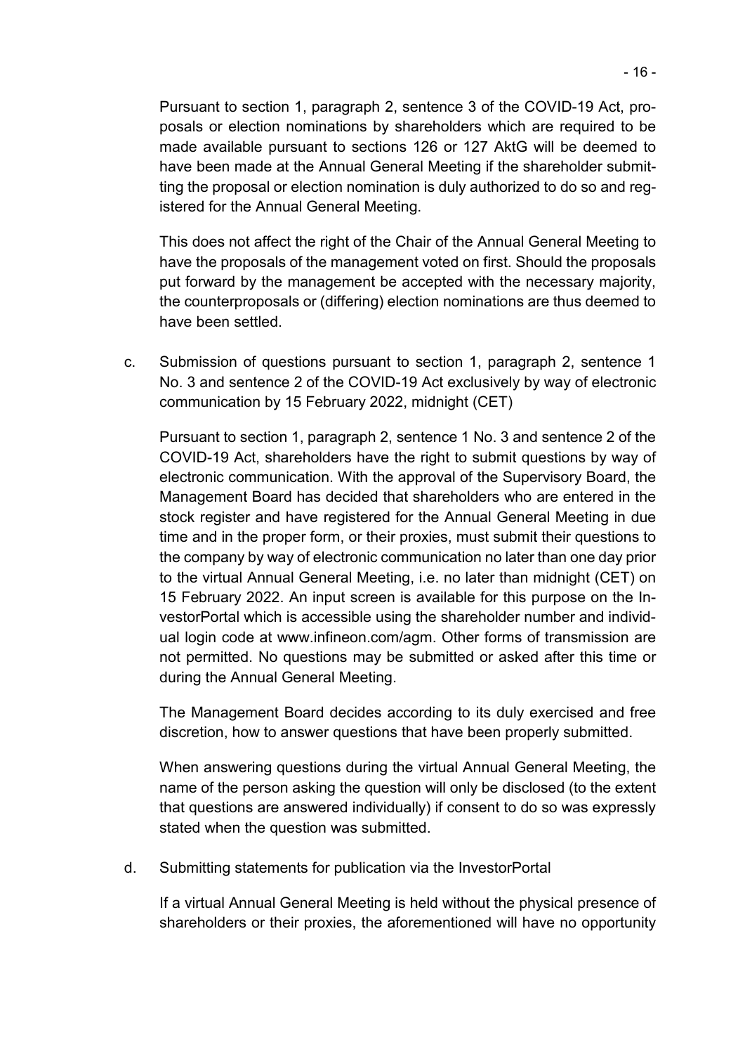Pursuant to section 1, paragraph 2, sentence 3 of the COVID-19 Act, proposals or election nominations by shareholders which are required to be made available pursuant to sections 126 or 127 AktG will be deemed to have been made at the Annual General Meeting if the shareholder submitting the proposal or election nomination is duly authorized to do so and registered for the Annual General Meeting.

This does not affect the right of the Chair of the Annual General Meeting to have the proposals of the management voted on first. Should the proposals put forward by the management be accepted with the necessary majority, the counterproposals or (differing) election nominations are thus deemed to have been settled.

c. Submission of questions pursuant to section 1, paragraph 2, sentence 1 No. 3 and sentence 2 of the COVID-19 Act exclusively by way of electronic communication by 15 February 2022, midnight (CET)

Pursuant to section 1, paragraph 2, sentence 1 No. 3 and sentence 2 of the COVID-19 Act, shareholders have the right to submit questions by way of electronic communication. With the approval of the Supervisory Board, the Management Board has decided that shareholders who are entered in the stock register and have registered for the Annual General Meeting in due time and in the proper form, or their proxies, must submit their questions to the company by way of electronic communication no later than one day prior to the virtual Annual General Meeting, i.e. no later than midnight (CET) on 15 February 2022. An input screen is available for this purpose on the InvestorPortal which is accessible using the shareholder number and individual login code at www.infineon.com/agm. Other forms of transmission are not permitted. No questions may be submitted or asked after this time or during the Annual General Meeting.

The Management Board decides according to its duly exercised and free discretion, how to answer questions that have been properly submitted.

When answering questions during the virtual Annual General Meeting, the name of the person asking the question will only be disclosed (to the extent that questions are answered individually) if consent to do so was expressly stated when the question was submitted.

d. Submitting statements for publication via the InvestorPortal

If a virtual Annual General Meeting is held without the physical presence of shareholders or their proxies, the aforementioned will have no opportunity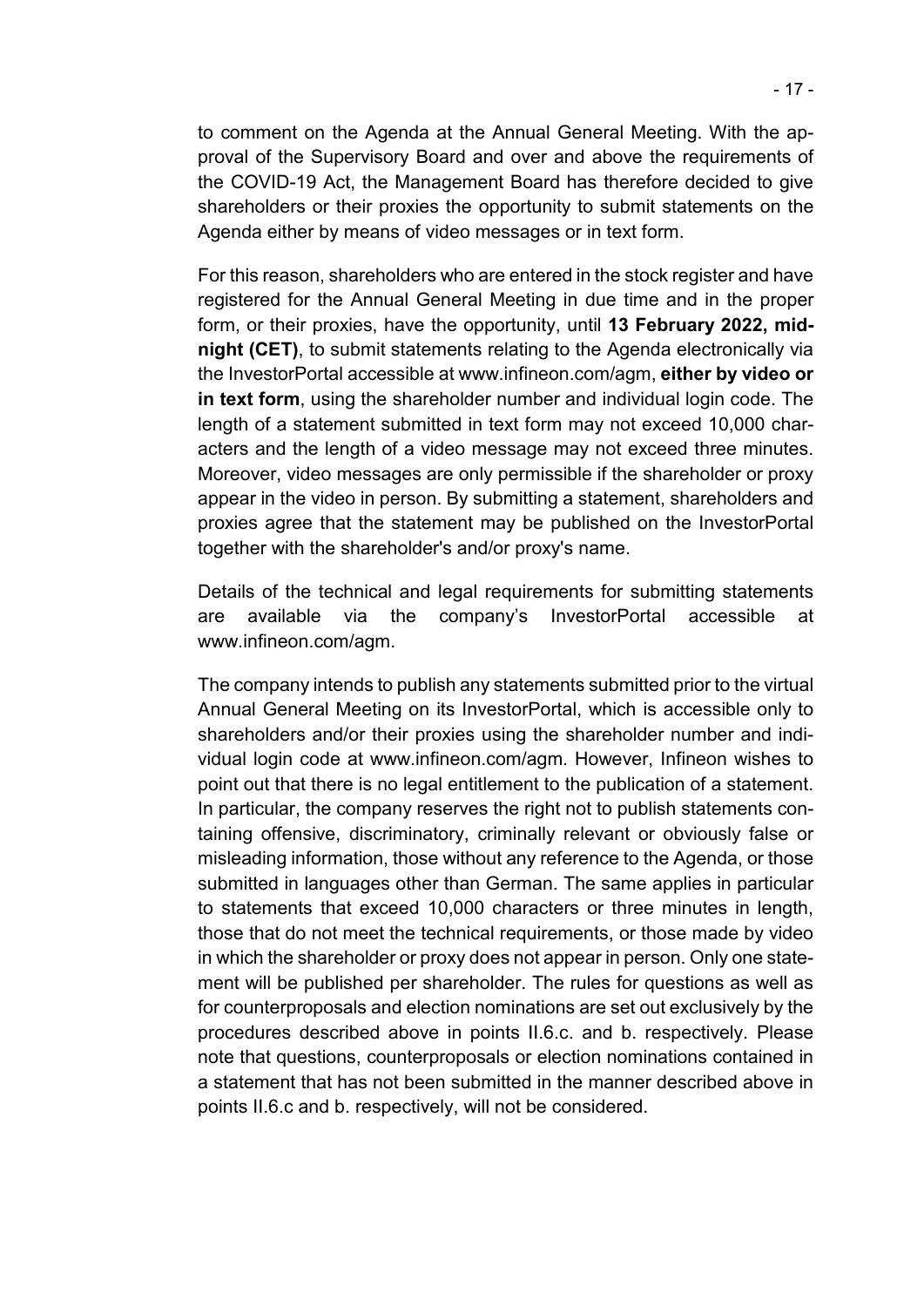to comment on the Agenda at the Annual General Meeting. With the approval of the Supervisory Board and over and above the requirements of the COVID-19 Act, the Management Board has therefore decided to give shareholders or their proxies the opportunity to submit statements on the Agenda either by means of video messages or in text form.

For this reason, shareholders who are entered in the stock register and have registered for the Annual General Meeting in due time and in the proper form, or their proxies, have the opportunity, until **13 February 2022, midnight (CET)**, to submit statements relating to the Agenda electronically via the InvestorPortal accessible at www.infineon.com/agm, **either by video or in text form**, using the shareholder number and individual login code. The length of a statement submitted in text form may not exceed 10,000 characters and the length of a video message may not exceed three minutes. Moreover, video messages are only permissible if the shareholder or proxy appear in the video in person. By submitting a statement, shareholders and proxies agree that the statement may be published on the InvestorPortal together with the shareholder's and/or proxy's name.

Details of the technical and legal requirements for submitting statements are available via the company's InvestorPortal accessible at www.infineon.com/agm.

The company intends to publish any statements submitted prior to the virtual Annual General Meeting on its InvestorPortal, which is accessible only to shareholders and/or their proxies using the shareholder number and individual login code at www.infineon.com/agm. However, Infineon wishes to point out that there is no legal entitlement to the publication of a statement. In particular, the company reserves the right not to publish statements containing offensive, discriminatory, criminally relevant or obviously false or misleading information, those without any reference to the Agenda, or those submitted in languages other than German. The same applies in particular to statements that exceed 10,000 characters or three minutes in length, those that do not meet the technical requirements, or those made by video in which the shareholder or proxy does not appear in person. Only one statement will be published per shareholder. The rules for questions as well as for counterproposals and election nominations are set out exclusively by the procedures described above in points II.6.c. and b. respectively. Please note that questions, counterproposals or election nominations contained in a statement that has not been submitted in the manner described above in points II.6.c and b. respectively, will not be considered.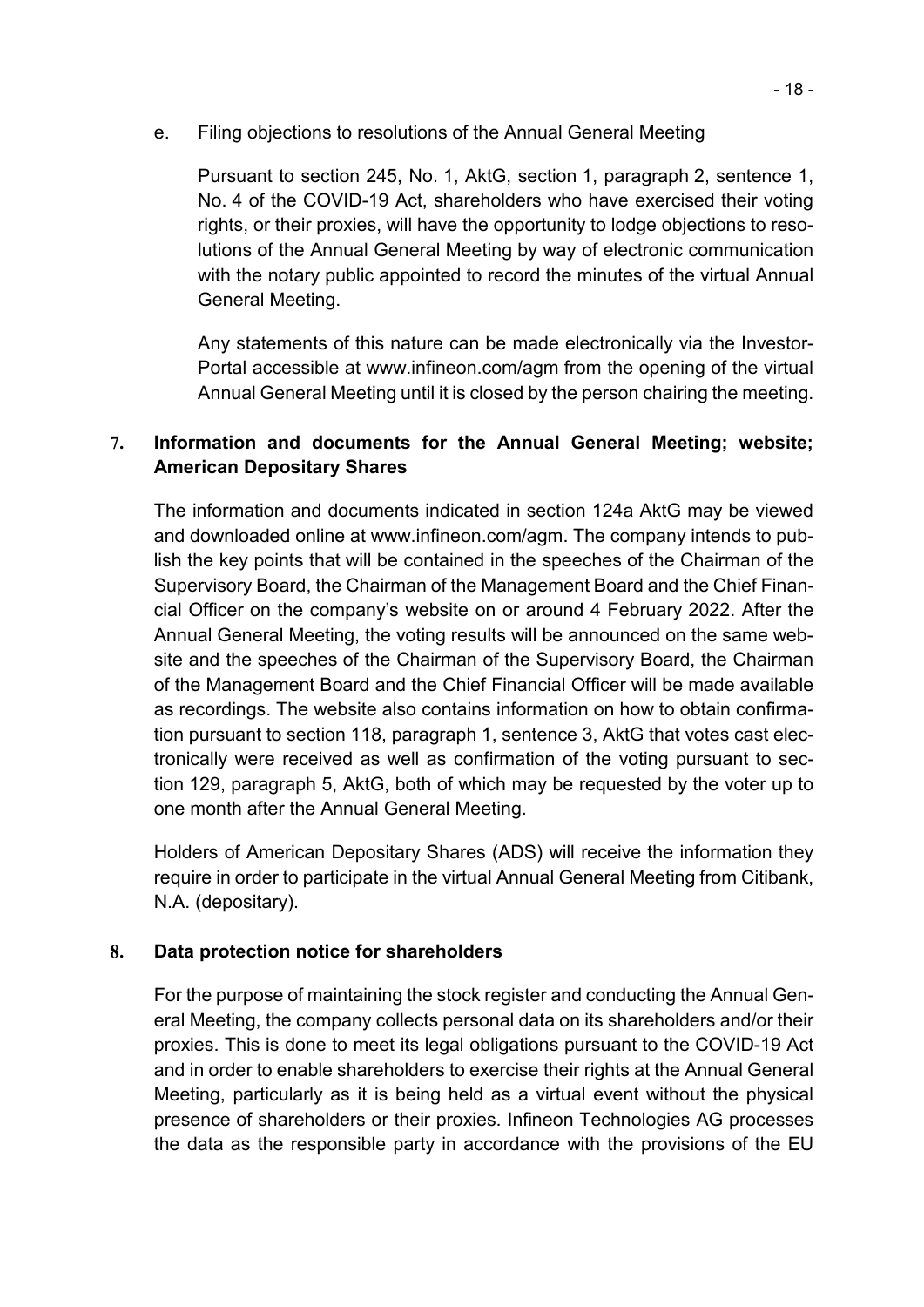e. Filing objections to resolutions of the Annual General Meeting

Pursuant to section 245, No. 1, AktG, section 1, paragraph 2, sentence 1, No. 4 of the COVID-19 Act, shareholders who have exercised their voting rights, or their proxies, will have the opportunity to lodge objections to resolutions of the Annual General Meeting by way of electronic communication with the notary public appointed to record the minutes of the virtual Annual General Meeting.

Any statements of this nature can be made electronically via the Investor-Portal accessible at www.infineon.com/agm from the opening of the virtual Annual General Meeting until it is closed by the person chairing the meeting.

## 7. Information and documents for the Annual General Meeting; website; American Depositary Shares

The information and documents indicated in section 124a AktG may be viewed and downloaded online at www.infineon.com/agm. The company intends to publish the key points that will be contained in the speeches of the Chairman of the Supervisory Board, the Chairman of the Management Board and the Chief Financial Officer on the company's website on or around 4 February 2022. After the Annual General Meeting, the voting results will be announced on the same website and the speeches of the Chairman of the Supervisory Board, the Chairman of the Management Board and the Chief Financial Officer will be made available as recordings. The website also contains information on how to obtain confirmation pursuant to section 118, paragraph 1, sentence 3, AktG that votes cast electronically were received as well as confirmation of the voting pursuant to section 129, paragraph 5, AktG, both of which may be requested by the voter up to one month after the Annual General Meeting.

Holders of American Depositary Shares (ADS) will receive the information they require in order to participate in the virtual Annual General Meeting from Citibank, N.A. (depositary).

## 8. Data protection notice for shareholders

For the purpose of maintaining the stock register and conducting the Annual General Meeting, the company collects personal data on its shareholders and/or their proxies. This is done to meet its legal obligations pursuant to the COVID-19 Act and in order to enable shareholders to exercise their rights at the Annual General Meeting, particularly as it is being held as a virtual event without the physical presence of shareholders or their proxies. Infineon Technologies AG processes the data as the responsible party in accordance with the provisions of the EU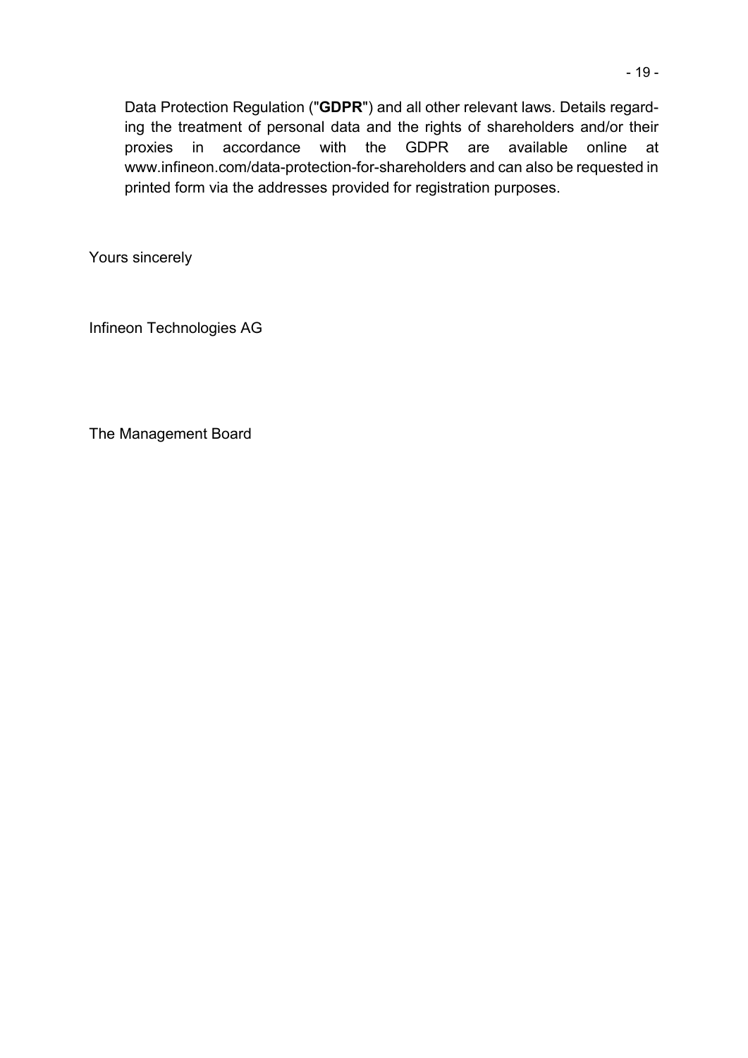Data Protection Regulation ("**GDPR**") and all other relevant laws. Details regarding the treatment of personal data and the rights of shareholders and/or their proxies in accordance with the GDPR are available online at www.infineon.com/data-protection-for-shareholders and can also be requested in printed form via the addresses provided for registration purposes.

Yours sincerely

Infineon Technologies AG

The Management Board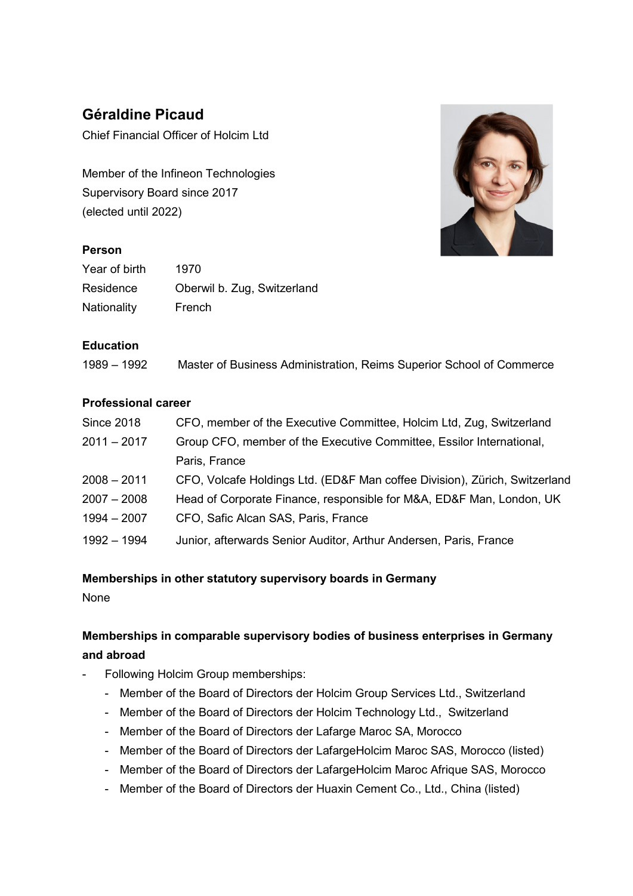## Géraldine Picaud

Chief Financial Officer of Holcim Ltd

Member of the Infineon Technologies Supervisory Board since 2017 (elected until 2022)

### Person

| | |
|---|---|
| Year of birth | 1970 |
| Residence | Oberwil b. Zug, Switzerland |
| Nationality | French |

### Education

| | |
|---|---|
| 1989 – 1992 | Master of Business Administration, Reims Superior School of Commerce |

### Professional career

| | |
|---|---|
| Since 2018 | CFO, member of the Executive Committee, Holcim Ltd, Zug, Switzerland |
| 2011 – 2017 | Group CFO, member of the Executive Committee, Essilor International, Paris, France |
| 2008 – 2011 | CFO, Volcafe Holdings Ltd. (ED&F Man coffee Division), Zürich, Switzerland |
| 2007 – 2008 | Head of Corporate Finance, responsible for M&A, ED&F Man, London, UK |
| 1994 – 2007 | CFO, Safic Alcan SAS, Paris, France |
| 1992 – 1994 | Junior, afterwards Senior Auditor, Arthur Andersen, Paris, France |

### Memberships in other statutory supervisory boards in Germany

None

### Memberships in comparable supervisory bodies of business enterprises in Germany and abroad

- Following Holcim Group memberships:
  - Member of the Board of Directors der Holcim Group Services Ltd., Switzerland
  - Member of the Board of Directors der Holcim Technology Ltd., Switzerland
  - Member of the Board of Directors der Lafarge Maroc SA, Morocco
  - Member of the Board of Directors der LafargeHolcim Maroc SAS, Morocco (listed)
  - Member of the Board of Directors der LafargeHolcim Maroc Afrique SAS, Morocco
  - Member of the Board of Directors der Huaxin Cement Co., Ltd., China (listed)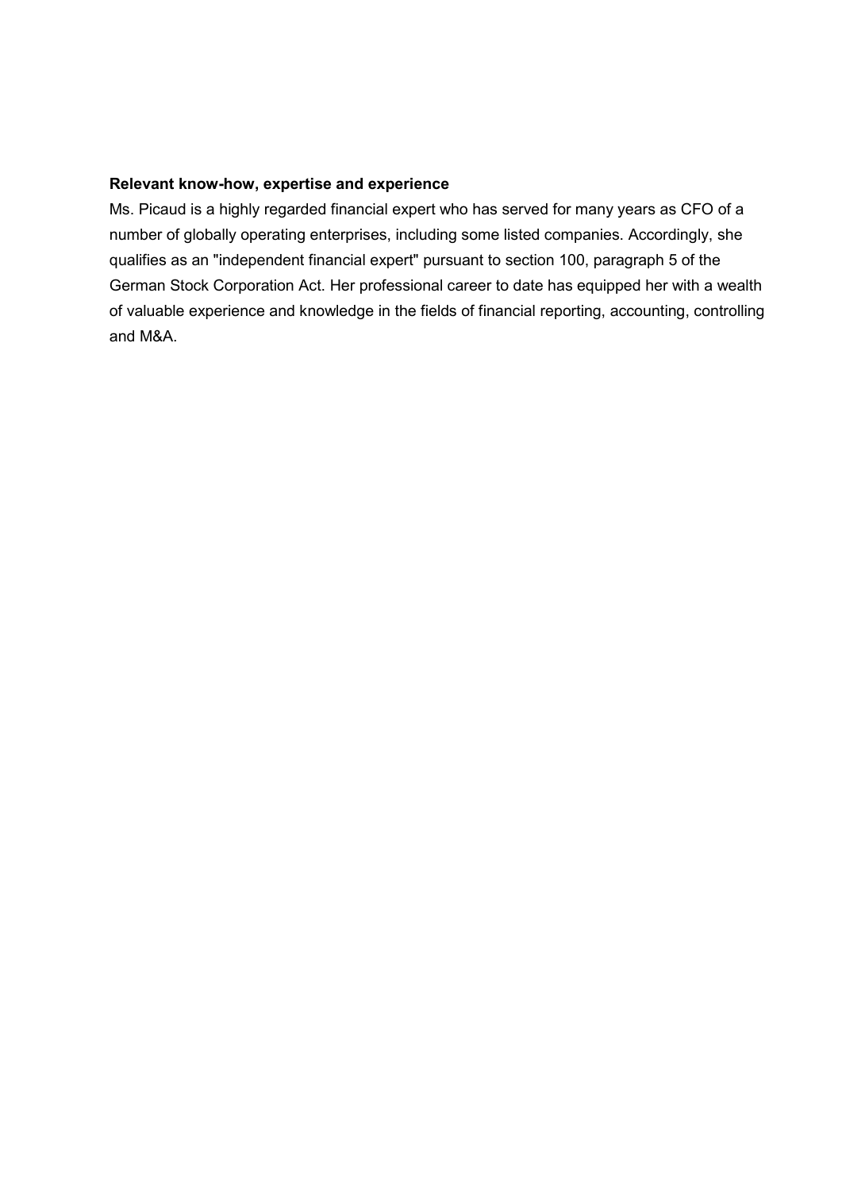**Relevant know-how, expertise and experience**

Ms. Picaud is a highly regarded financial expert who has served for many years as CFO of a number of globally operating enterprises, including some listed companies. Accordingly, she qualifies as an "independent financial expert" pursuant to section 100, paragraph 5 of the German Stock Corporation Act. Her professional career to date has equipped her with a wealth of valuable experience and knowledge in the fields of financial reporting, accounting, controlling and M&A.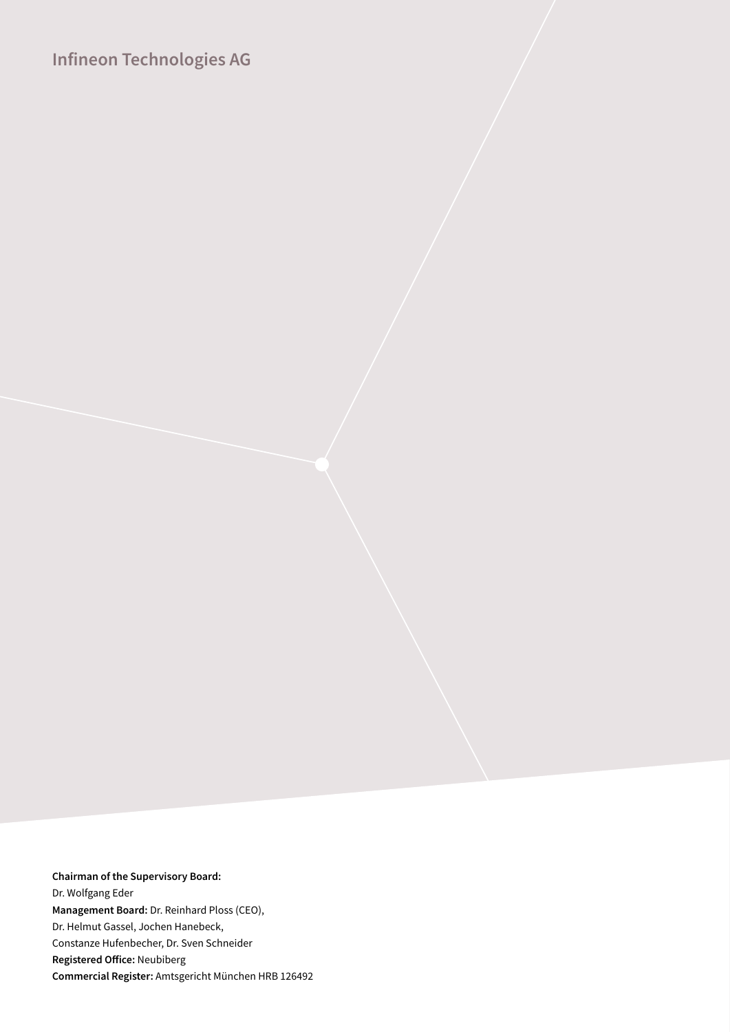Infineon Technologies AG

**Chairman of the Supervisory Board:**
Dr. Wolfgang Eder
**Management Board:** Dr. Reinhard Ploss (CEO),
Dr. Helmut Gassel, Jochen Hanebeck,
Constanze Hufenbecher, Dr. Sven Schneider
**Registered Office:** Neubiberg
**Commercial Register:** Amtsgericht München HRB 126492